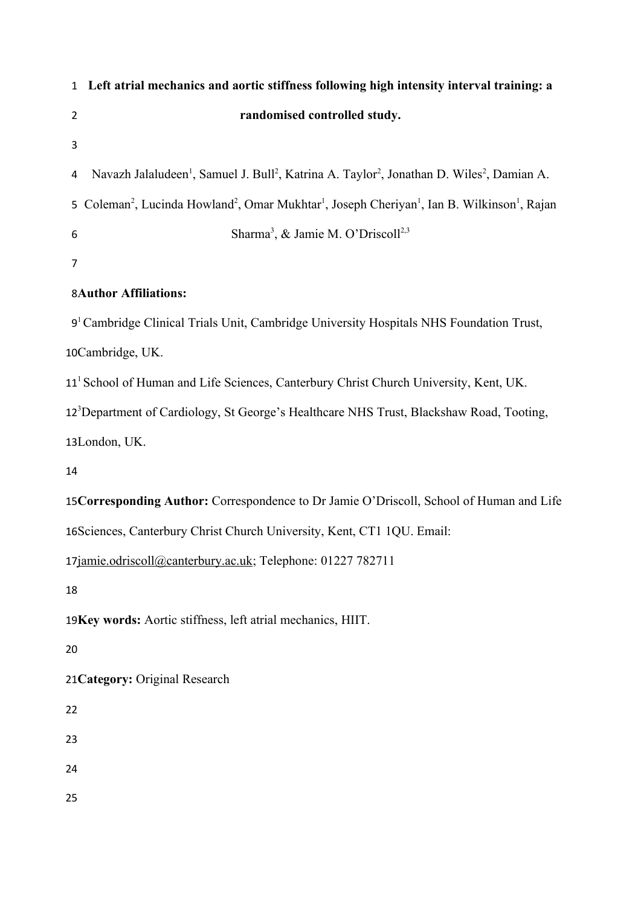# Left atrial mechanics and aortic stiffness following high intensity interval training: a randomised controlled study.

Navazh Jalaludeen[1], Samuel J. Bull[2], Katrina A. Taylor[2], Jonathan D. Wiles[2], Damian A. Coleman[2], Lucinda Howland[2], Omar Mukhtar[1], Joseph Cheriyan[1], Ian B. Wilkinson[1], Rajan Sharma[3], & Jamie M. O'Driscoll[2,3]

**Author Affiliations:**

[1] Cambridge Clinical Trials Unit, Cambridge University Hospitals NHS Foundation Trust, Cambridge, UK.

[1] School of Human and Life Sciences, Canterbury Christ Church University, Kent, UK.

[3]Department of Cardiology, St George's Healthcare NHS Trust, Blackshaw Road, Tooting, London, UK.

**Corresponding Author:** Correspondence to Dr Jamie O'Driscoll, School of Human and Life Sciences, Canterbury Christ Church University, Kent, CT1 1QU. Email: jamie.odriscoll@canterbury.ac.uk; Telephone: 01227 782711

**Key words:** Aortic stiffness, left atrial mechanics, HIIT.

**Category:** Original Research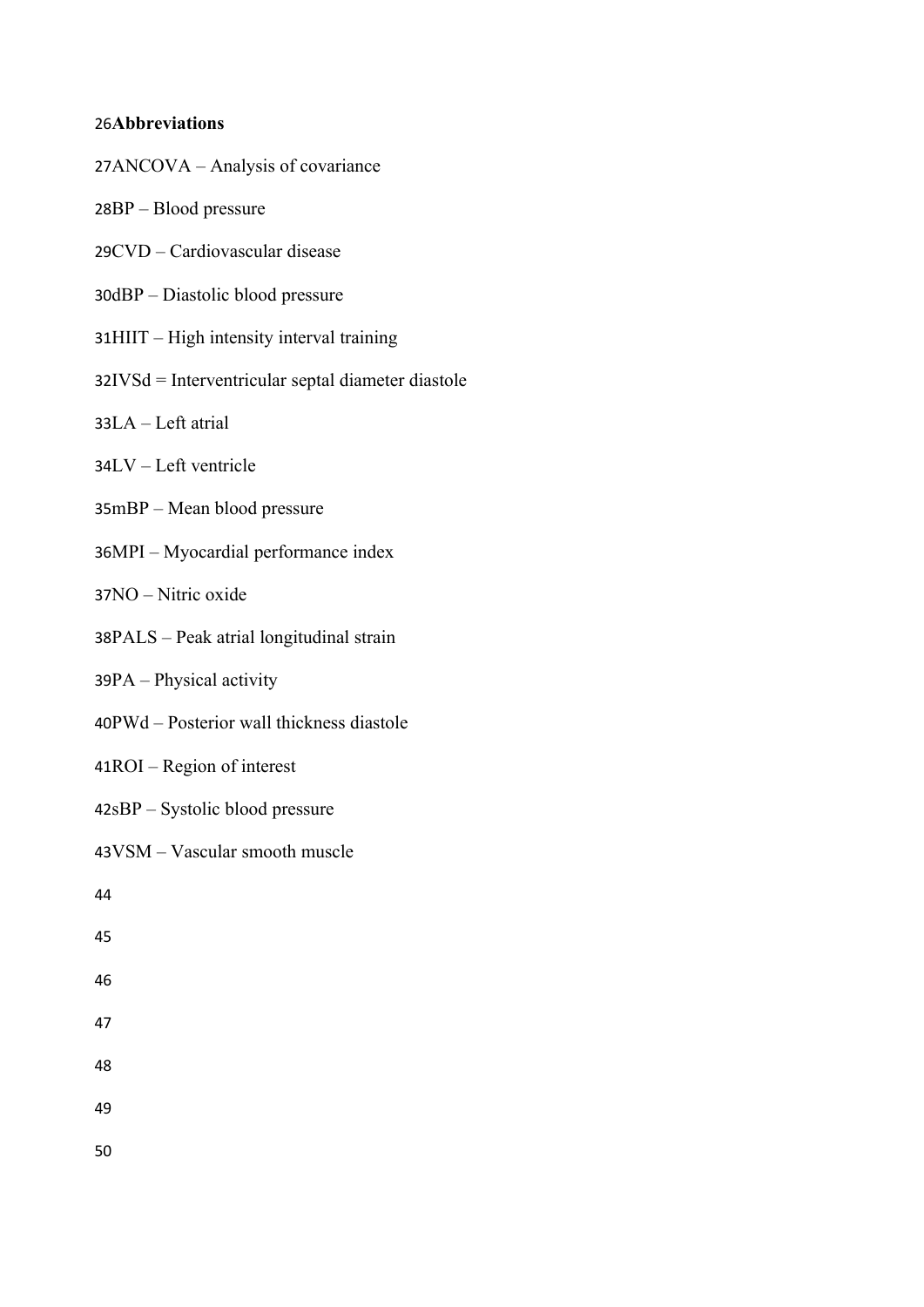**Abbreviations**

ANCOVA – Analysis of covariance

BP – Blood pressure

CVD – Cardiovascular disease

dBP – Diastolic blood pressure

HIIT – High intensity interval training

IVSd = Interventricular septal diameter diastole

LA – Left atrial

LV – Left ventricle

mBP – Mean blood pressure

MPI – Myocardial performance index

NO – Nitric oxide

PALS – Peak atrial longitudinal strain

PA – Physical activity

PWd – Posterior wall thickness diastole

ROI – Region of interest

sBP – Systolic blood pressure

VSM – Vascular smooth muscle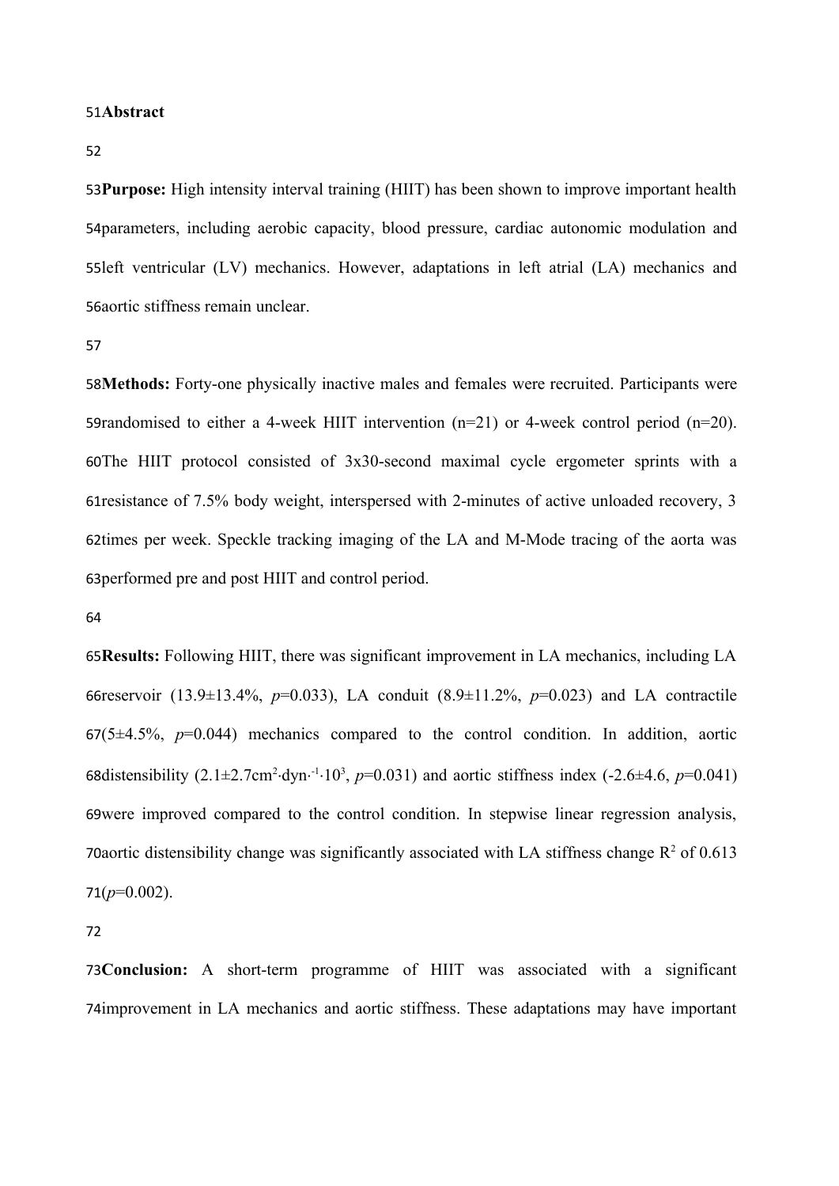## Abstract

**Purpose:** High intensity interval training (HIIT) has been shown to improve important health parameters, including aerobic capacity, blood pressure, cardiac autonomic modulation and left ventricular (LV) mechanics. However, adaptations in left atrial (LA) mechanics and aortic stiffness remain unclear.

**Methods:** Forty-one physically inactive males and females were recruited. Participants were randomised to either a 4-week HIIT intervention (n=21) or 4-week control period (n=20). The HIIT protocol consisted of 3x30-second maximal cycle ergometer sprints with a resistance of 7.5% body weight, interspersed with 2-minutes of active unloaded recovery, 3 times per week. Speckle tracking imaging of the LA and M-Mode tracing of the aorta was performed pre and post HIIT and control period.

**Results:** Following HIIT, there was significant improvement in LA mechanics, including LA reservoir (13.9±13.4%, $p$=0.033), LA conduit (8.9±11.2%, $p$=0.023) and LA contractile (5±4.5%, $p$=0.044) mechanics compared to the control condition. In addition, aortic distensibility ($2.1 \pm 2.7 cm^2 \cdot dyn^{-1} \cdot 10^3$, $p$=0.031) and aortic stiffness index (-2.6±4.6, $p$=0.041) were improved compared to the control condition. In stepwise linear regression analysis, aortic distensibility change was significantly associated with LA stiffness change $R^2$ of 0.613 ($p$=0.002).

**Conclusion:** A short-term programme of HIIT was associated with a significant improvement in LA mechanics and aortic stiffness. These adaptations may have important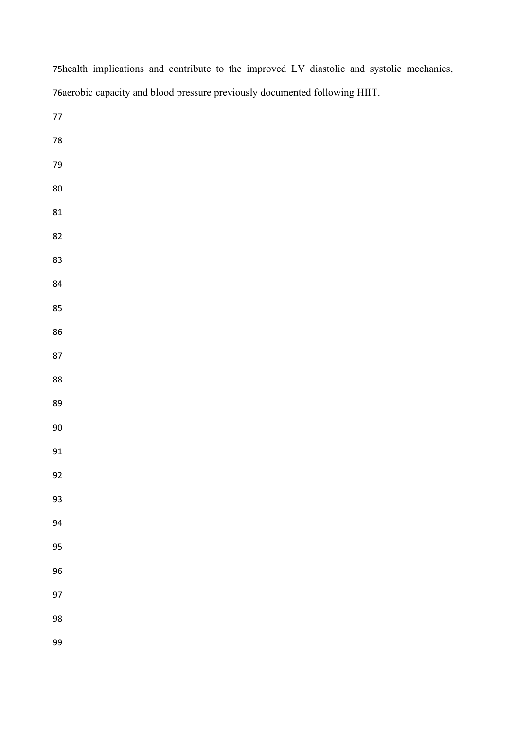health implications and contribute to the improved LV diastolic and systolic mechanics, aerobic capacity and blood pressure previously documented following HIIT.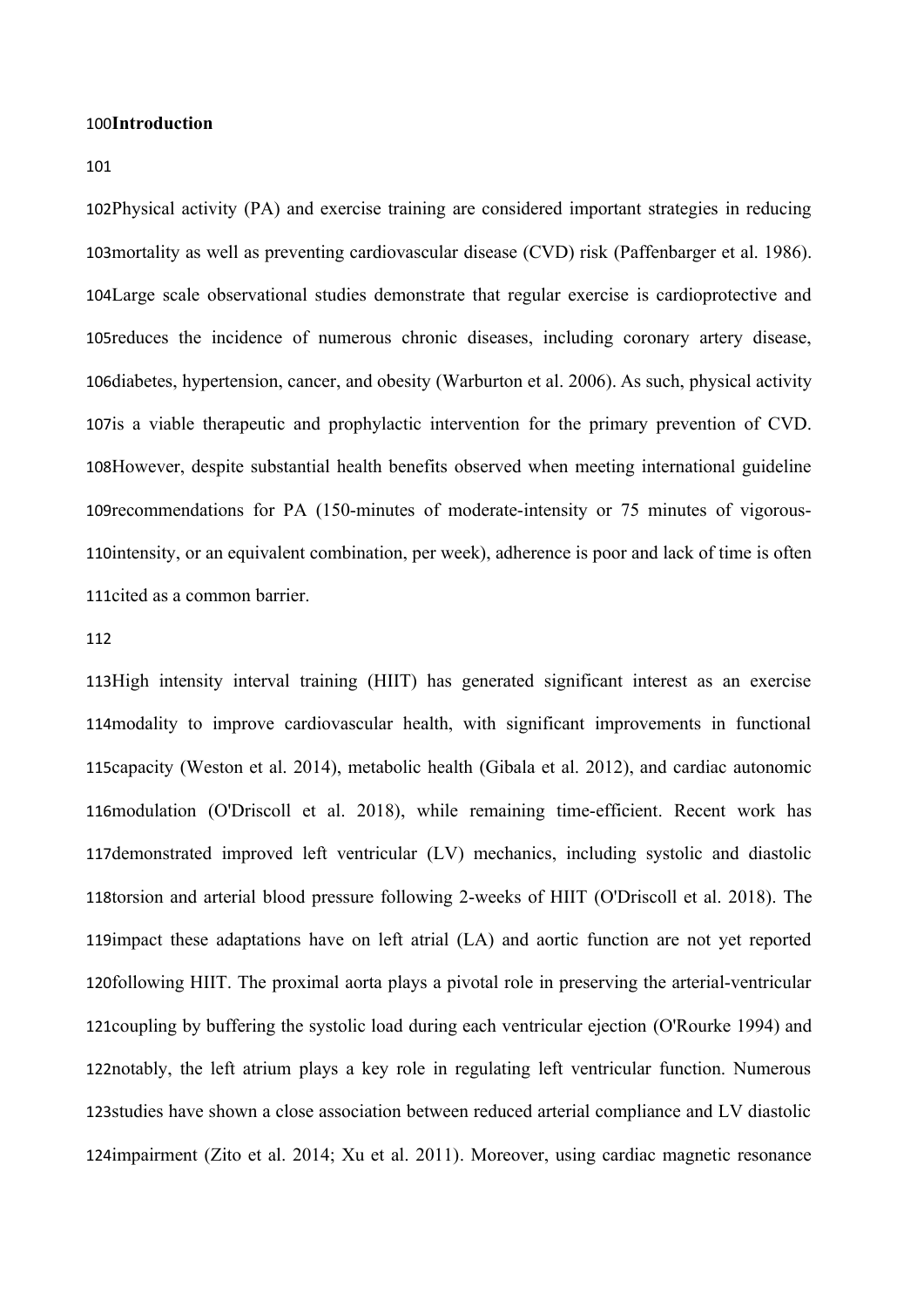## Introduction

Physical activity (PA) and exercise training are considered important strategies in reducing mortality as well as preventing cardiovascular disease (CVD) risk (Paffenbarger et al. 1986). Large scale observational studies demonstrate that regular exercise is cardioprotective and reduces the incidence of numerous chronic diseases, including coronary artery disease, diabetes, hypertension, cancer, and obesity (Warburton et al. 2006). As such, physical activity is a viable therapeutic and prophylactic intervention for the primary prevention of CVD. However, despite substantial health benefits observed when meeting international guideline recommendations for PA (150-minutes of moderate-intensity or 75 minutes of vigorous-intensity, or an equivalent combination, per week), adherence is poor and lack of time is often cited as a common barrier.

High intensity interval training (HIIT) has generated significant interest as an exercise modality to improve cardiovascular health, with significant improvements in functional capacity (Weston et al. 2014), metabolic health (Gibala et al. 2012), and cardiac autonomic modulation (O'Driscoll et al. 2018), while remaining time-efficient. Recent work has demonstrated improved left ventricular (LV) mechanics, including systolic and diastolic torsion and arterial blood pressure following 2-weeks of HIIT (O'Driscoll et al. 2018). The impact these adaptations have on left atrial (LA) and aortic function are not yet reported following HIIT. The proximal aorta plays a pivotal role in preserving the arterial-ventricular coupling by buffering the systolic load during each ventricular ejection (O'Rourke 1994) and notably, the left atrium plays a key role in regulating left ventricular function. Numerous studies have shown a close association between reduced arterial compliance and LV diastolic impairment (Zito et al. 2014; Xu et al. 2011). Moreover, using cardiac magnetic resonance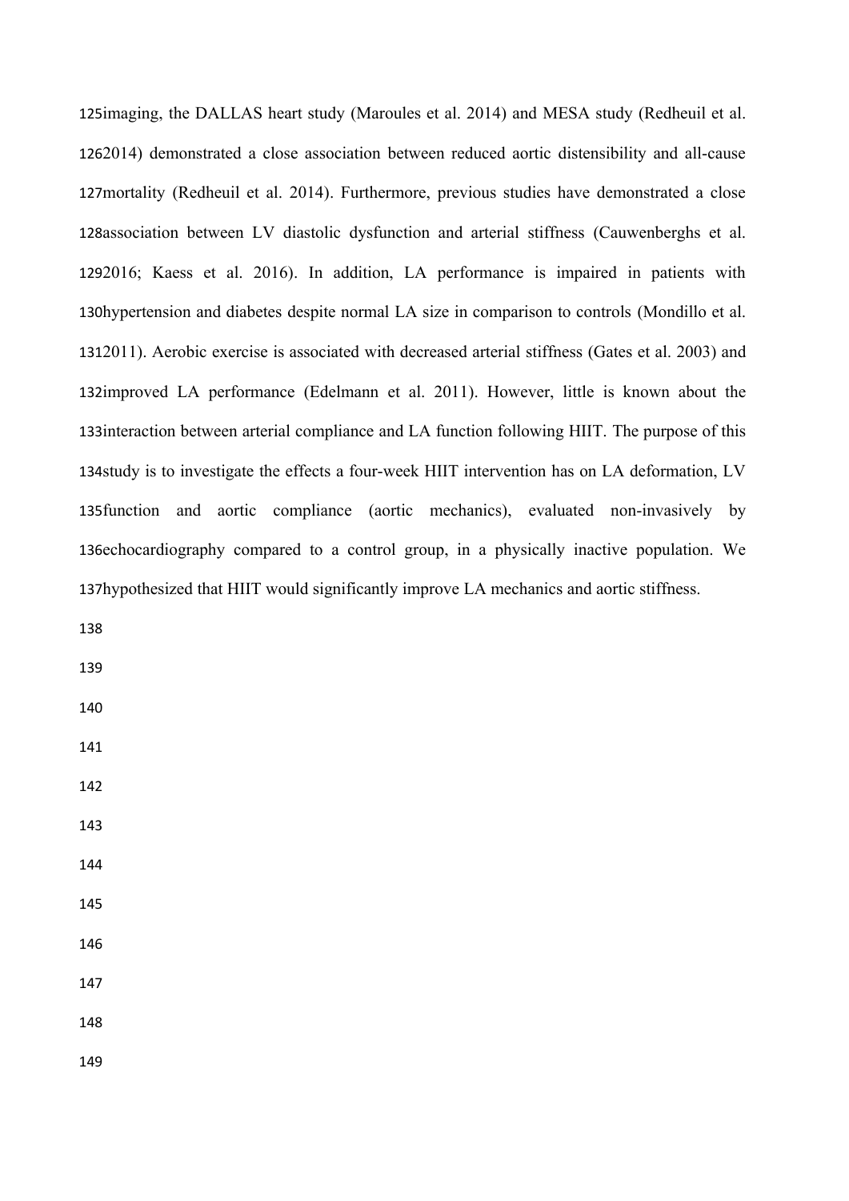imaging, the DALLAS heart study (Maroules et al. 2014) and MESA study (Redheuil et al. 2014) demonstrated a close association between reduced aortic distensibility and all-cause mortality (Redheuil et al. 2014). Furthermore, previous studies have demonstrated a close association between LV diastolic dysfunction and arterial stiffness (Cauwenberghs et al. 2016; Kaess et al. 2016). In addition, LA performance is impaired in patients with hypertension and diabetes despite normal LA size in comparison to controls (Mondillo et al. 2011). Aerobic exercise is associated with decreased arterial stiffness (Gates et al. 2003) and improved LA performance (Edelmann et al. 2011). However, little is known about the interaction between arterial compliance and LA function following HIIT. The purpose of this study is to investigate the effects a four-week HIIT intervention has on LA deformation, LV function and aortic compliance (aortic mechanics), evaluated non-invasively by echocardiography compared to a control group, in a physically inactive population. We hypothesized that HIIT would significantly improve LA mechanics and aortic stiffness.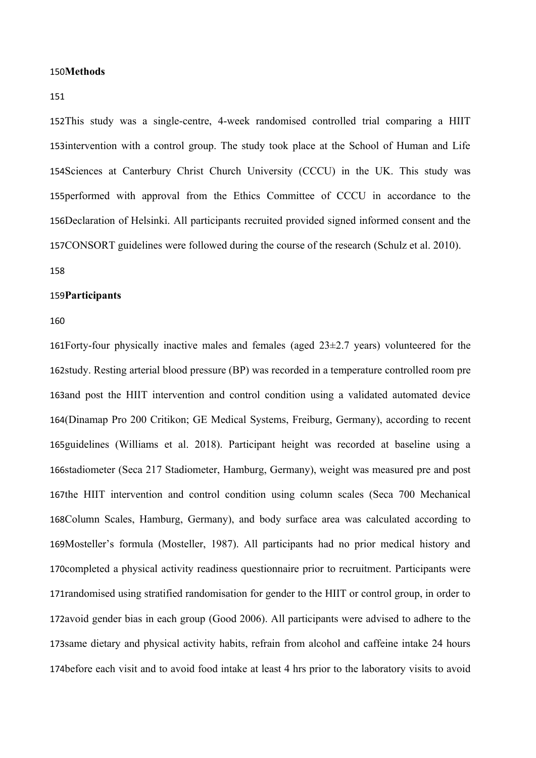## Methods

This study was a single-centre, 4-week randomised controlled trial comparing a HIIT intervention with a control group. The study took place at the School of Human and Life Sciences at Canterbury Christ Church University (CCCU) in the UK. This study was performed with approval from the Ethics Committee of CCCU in accordance to the Declaration of Helsinki. All participants recruited provided signed informed consent and the CONSORT guidelines were followed during the course of the research (Schulz et al. 2010).

## Participants

Forty-four physically inactive males and females (aged 23±2.7 years) volunteered for the study. Resting arterial blood pressure (BP) was recorded in a temperature controlled room pre and post the HIIT intervention and control condition using a validated automated device (Dinamap Pro 200 Critikon; GE Medical Systems, Freiburg, Germany), according to recent guidelines (Williams et al. 2018). Participant height was recorded at baseline using a stadiometer (Seca 217 Stadiometer, Hamburg, Germany), weight was measured pre and post the HIIT intervention and control condition using column scales (Seca 700 Mechanical Column Scales, Hamburg, Germany), and body surface area was calculated according to Mosteller's formula (Mosteller, 1987). All participants had no prior medical history and completed a physical activity readiness questionnaire prior to recruitment. Participants were randomised using stratified randomisation for gender to the HIIT or control group, in order to avoid gender bias in each group (Good 2006). All participants were advised to adhere to the same dietary and physical activity habits, refrain from alcohol and caffeine intake 24 hours before each visit and to avoid food intake at least 4 hrs prior to the laboratory visits to avoid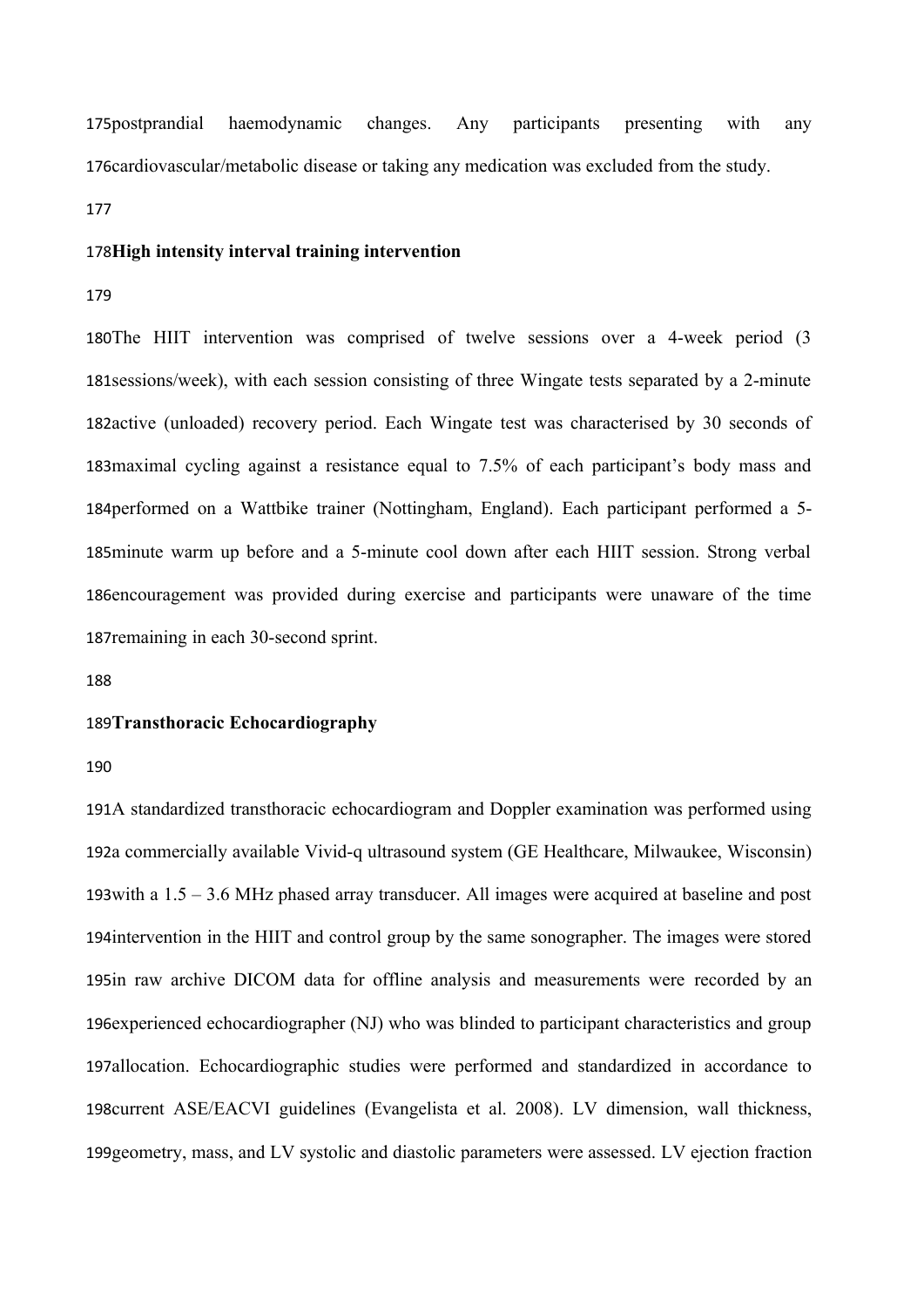postprandial haemodynamic changes. Any participants presenting with any cardiovascular/metabolic disease or taking any medication was excluded from the study.

**High intensity interval training intervention**

The HIIT intervention was comprised of twelve sessions over a 4-week period (3 sessions/week), with each session consisting of three Wingate tests separated by a 2-minute active (unloaded) recovery period. Each Wingate test was characterised by 30 seconds of maximal cycling against a resistance equal to 7.5% of each participant's body mass and performed on a Wattbike trainer (Nottingham, England). Each participant performed a 5-minute warm up before and a 5-minute cool down after each HIIT session. Strong verbal encouragement was provided during exercise and participants were unaware of the time remaining in each 30-second sprint.

**Transthoracic Echocardiography**

A standardized transthoracic echocardiogram and Doppler examination was performed using a commercially available Vivid-q ultrasound system (GE Healthcare, Milwaukee, Wisconsin) with a 1.5 – 3.6 MHz phased array transducer. All images were acquired at baseline and post intervention in the HIIT and control group by the same sonographer. The images were stored in raw archive DICOM data for offline analysis and measurements were recorded by an experienced echocardiographer (NJ) who was blinded to participant characteristics and group allocation. Echocardiographic studies were performed and standardized in accordance to current ASE/EACVI guidelines (Evangelista et al. 2008). LV dimension, wall thickness, geometry, mass, and LV systolic and diastolic parameters were assessed. LV ejection fraction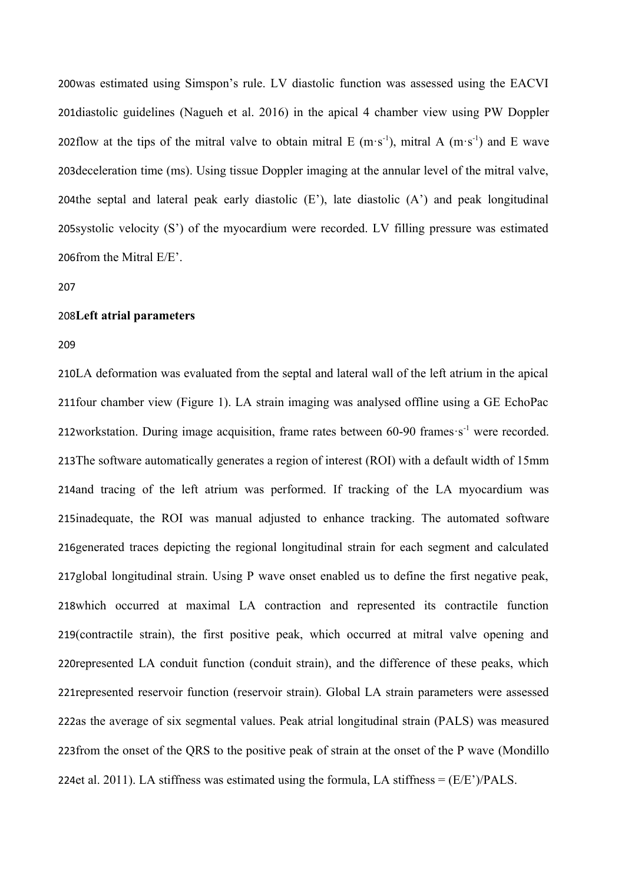was estimated using Simspon's rule. LV diastolic function was assessed using the EACVI diastolic guidelines (Nagueh et al. 2016) in the apical 4 chamber view using PW Doppler flow at the tips of the mitral valve to obtain mitral E ($m \cdot s^{-1}$), mitral A ($m \cdot s^{-1}$) and E wave deceleration time (ms). Using tissue Doppler imaging at the annular level of the mitral valve, the septal and lateral peak early diastolic (E'), late diastolic (A') and peak longitudinal systolic velocity (S') of the myocardium were recorded. LV filling pressure was estimated from the Mitral E/E'.

**Left atrial parameters**

LA deformation was evaluated from the septal and lateral wall of the left atrium in the apical four chamber view (Figure 1). LA strain imaging was analysed offline using a GE EchoPac workstation. During image acquisition, frame rates between 60-90 frames$\cdot s^{-1}$ were recorded. The software automatically generates a region of interest (ROI) with a default width of 15mm and tracing of the left atrium was performed. If tracking of the LA myocardium was inadequate, the ROI was manual adjusted to enhance tracking. The automated software generated traces depicting the regional longitudinal strain for each segment and calculated global longitudinal strain. Using P wave onset enabled us to define the first negative peak, which occurred at maximal LA contraction and represented its contractile function (contractile strain), the first positive peak, which occurred at mitral valve opening and represented LA conduit function (conduit strain), and the difference of these peaks, which represented reservoir function (reservoir strain). Global LA strain parameters were assessed as the average of six segmental values. Peak atrial longitudinal strain (PALS) was measured from the onset of the QRS to the positive peak of strain at the onset of the P wave (Mondillo et al. 2011). LA stiffness was estimated using the formula, LA stiffness = (E/E')/PALS.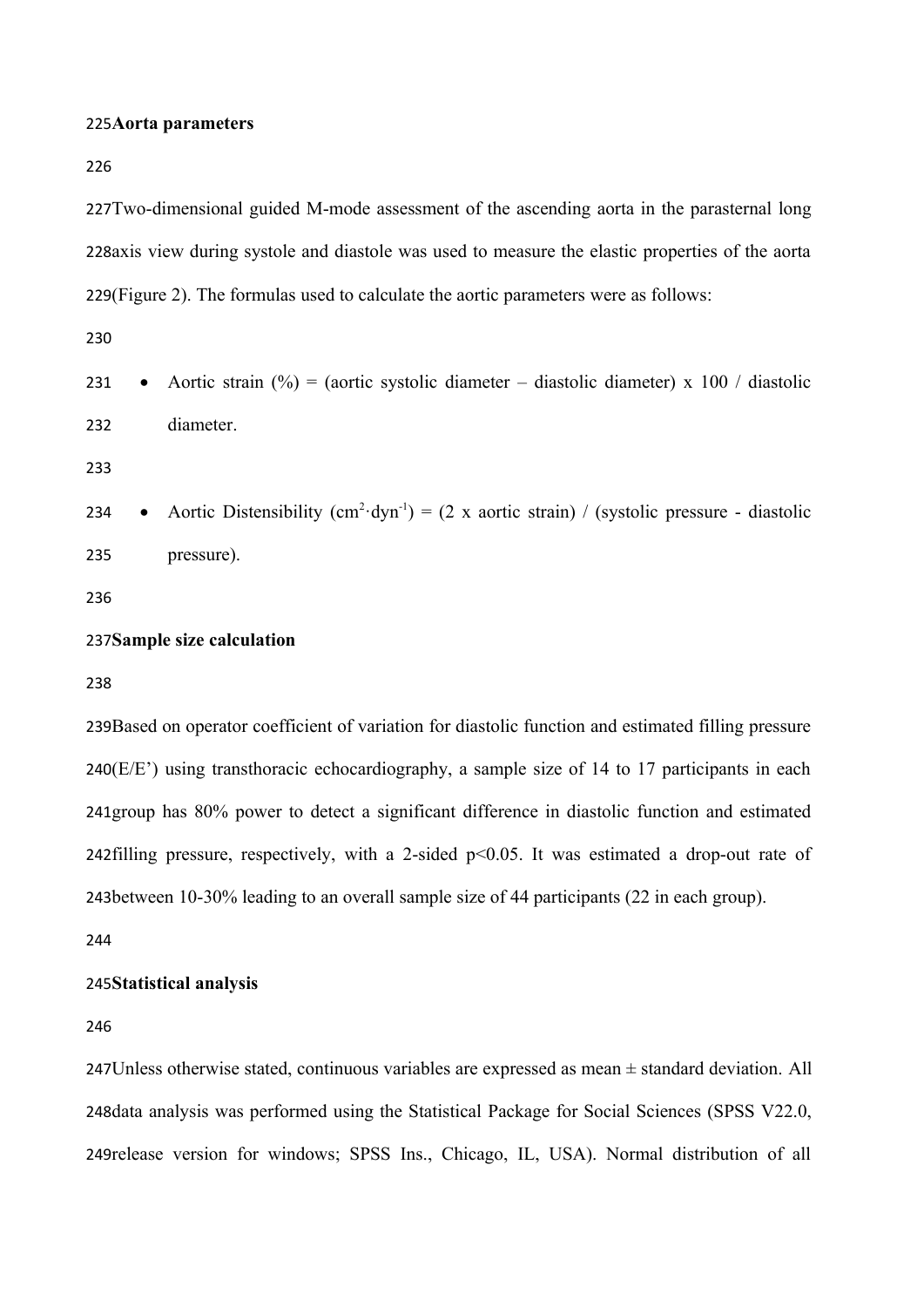### Aorta parameters

Two-dimensional guided M-mode assessment of the ascending aorta in the parasternal long axis view during systole and diastole was used to measure the elastic properties of the aorta (Figure 2). The formulas used to calculate the aortic parameters were as follows:

- Aortic strain (%) = (aortic systolic diameter – diastolic diameter) x 100 / diastolic diameter.

- Aortic Distensibility ($cm^2 \cdot dyn^{-1}$) = (2 x aortic strain) / (systolic pressure - diastolic pressure).

### Sample size calculation

Based on operator coefficient of variation for diastolic function and estimated filling pressure (E/E') using transthoracic echocardiography, a sample size of 14 to 17 participants in each group has 80% power to detect a significant difference in diastolic function and estimated filling pressure, respectively, with a 2-sided $p<0.05$. It was estimated a drop-out rate of between 10-30% leading to an overall sample size of 44 participants (22 in each group).

### Statistical analysis

Unless otherwise stated, continuous variables are expressed as mean ± standard deviation. All data analysis was performed using the Statistical Package for Social Sciences (SPSS V22.0, release version for windows; SPSS Ins., Chicago, IL, USA). Normal distribution of all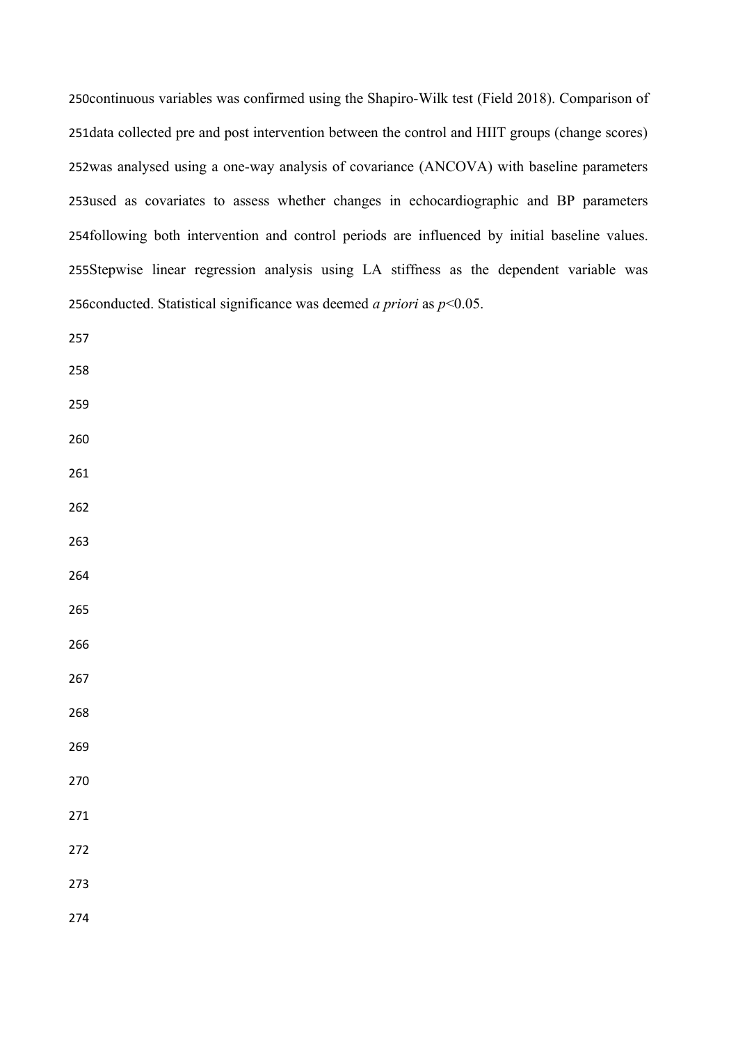continuous variables was confirmed using the Shapiro-Wilk test (Field 2018). Comparison of data collected pre and post intervention between the control and HIIT groups (change scores) was analysed using a one-way analysis of covariance (ANCOVA) with baseline parameters used as covariates to assess whether changes in echocardiographic and BP parameters following both intervention and control periods are influenced by initial baseline values. Stepwise linear regression analysis using LA stiffness as the dependent variable was conducted. Statistical significance was deemed *a priori* as $p<0.05$.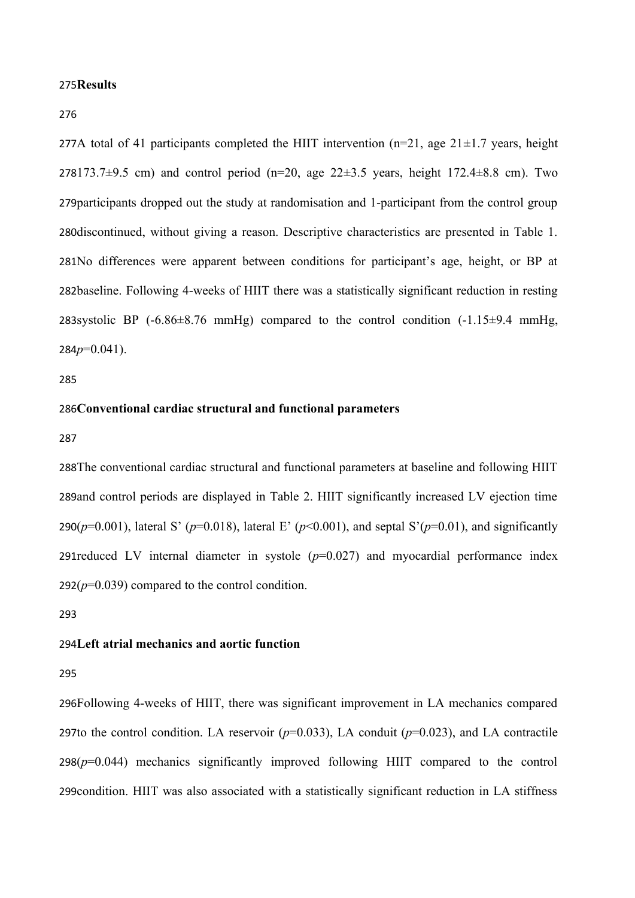## Results

A total of 41 participants completed the HIIT intervention (n=21, age 21±1.7 years, height 173.7±9.5 cm) and control period (n=20, age 22±3.5 years, height 172.4±8.8 cm). Two participants dropped out the study at randomisation and 1-participant from the control group discontinued, without giving a reason. Descriptive characteristics are presented in Table 1. No differences were apparent between conditions for participant's age, height, or BP at baseline. Following 4-weeks of HIIT there was a statistically significant reduction in resting systolic BP (-6.86±8.76 mmHg) compared to the control condition (-1.15±9.4 mmHg, $p$=0.041).

### Conventional cardiac structural and functional parameters

The conventional cardiac structural and functional parameters at baseline and following HIIT and control periods are displayed in Table 2. HIIT significantly increased LV ejection time ($p$=0.001), lateral S' ($p$=0.018), lateral E' ($p$<0.001), and septal S'($p$=0.01), and significantly reduced LV internal diameter in systole ($p$=0.027) and myocardial performance index ($p$=0.039) compared to the control condition.

### Left atrial mechanics and aortic function

Following 4-weeks of HIIT, there was significant improvement in LA mechanics compared to the control condition. LA reservoir ($p$=0.033), LA conduit ($p$=0.023), and LA contractile ($p$=0.044) mechanics significantly improved following HIIT compared to the control condition. HIIT was also associated with a statistically significant reduction in LA stiffness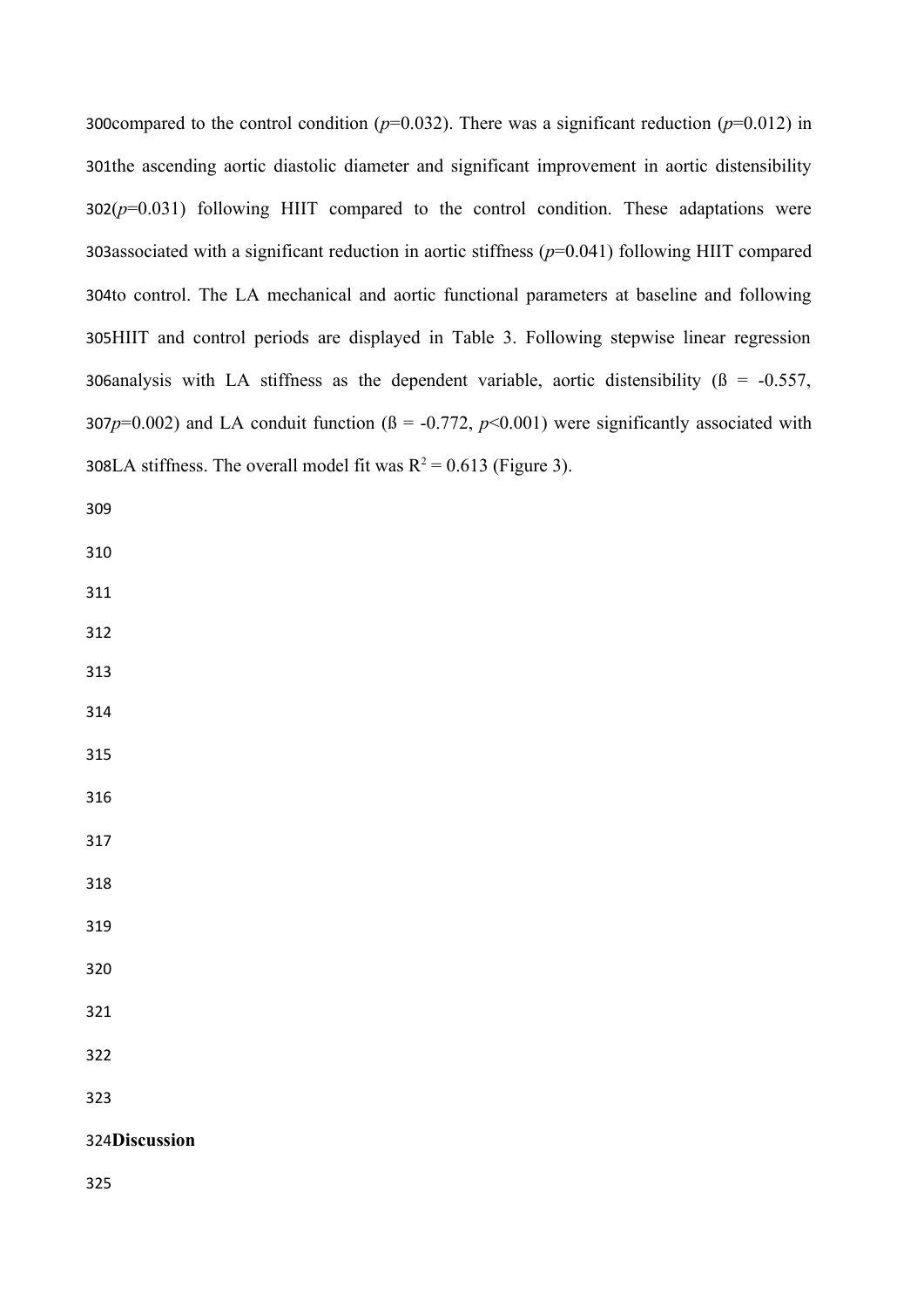compared to the control condition ($p$=0.032). There was a significant reduction ($p$=0.012) in the ascending aortic diastolic diameter and significant improvement in aortic distensibility ($p$=0.031) following HIIT compared to the control condition. These adaptations were associated with a significant reduction in aortic stiffness ($p$=0.041) following HIIT compared to control. The LA mechanical and aortic functional parameters at baseline and following HIIT and control periods are displayed in Table 3. Following stepwise linear regression analysis with LA stiffness as the dependent variable, aortic distensibility (ß = -0.557, $p$=0.002) and LA conduit function (ß = -0.772, $p$<0.001) were significantly associated with LA stiffness. The overall model fit was $R^2$ = 0.613 (Figure 3).

## Discussion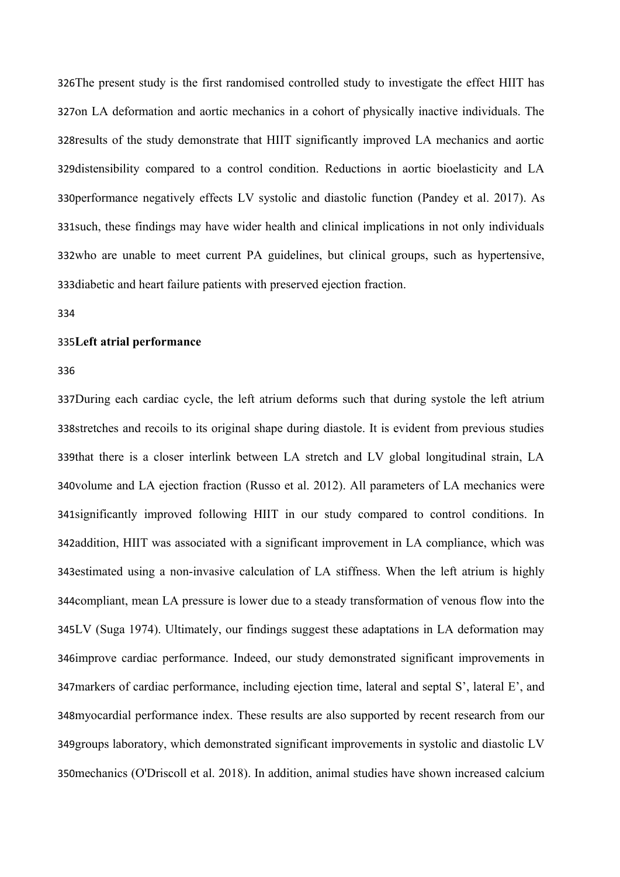The present study is the first randomised controlled study to investigate the effect HIIT has on LA deformation and aortic mechanics in a cohort of physically inactive individuals. The results of the study demonstrate that HIIT significantly improved LA mechanics and aortic distensibility compared to a control condition. Reductions in aortic bioelasticity and LA performance negatively effects LV systolic and diastolic function (Pandey et al. 2017). As such, these findings may have wider health and clinical implications in not only individuals who are unable to meet current PA guidelines, but clinical groups, such as hypertensive, diabetic and heart failure patients with preserved ejection fraction.

**Left atrial performance**

During each cardiac cycle, the left atrium deforms such that during systole the left atrium stretches and recoils to its original shape during diastole. It is evident from previous studies that there is a closer interlink between LA stretch and LV global longitudinal strain, LA volume and LA ejection fraction (Russo et al. 2012). All parameters of LA mechanics were significantly improved following HIIT in our study compared to control conditions. In addition, HIIT was associated with a significant improvement in LA compliance, which was estimated using a non-invasive calculation of LA stiffness. When the left atrium is highly compliant, mean LA pressure is lower due to a steady transformation of venous flow into the LV (Suga 1974). Ultimately, our findings suggest these adaptations in LA deformation may improve cardiac performance. Indeed, our study demonstrated significant improvements in markers of cardiac performance, including ejection time, lateral and septal S', lateral E', and myocardial performance index. These results are also supported by recent research from our groups laboratory, which demonstrated significant improvements in systolic and diastolic LV mechanics (O'Driscoll et al. 2018). In addition, animal studies have shown increased calcium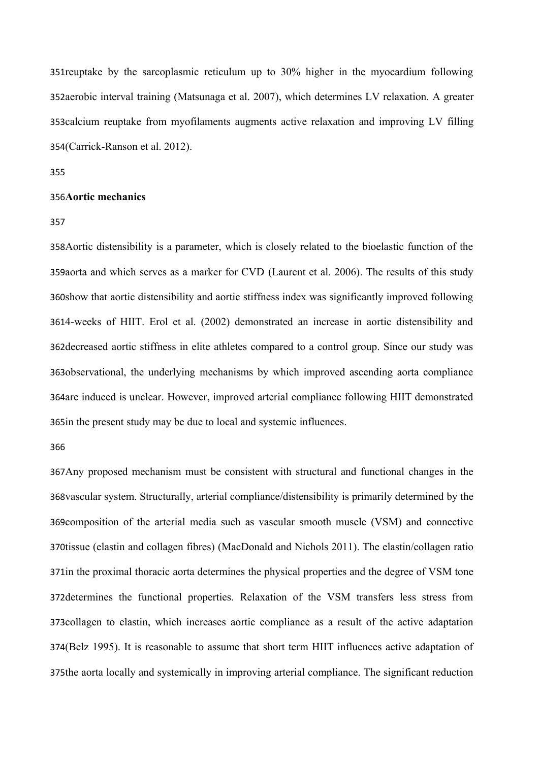reuptake by the sarcoplasmic reticulum up to 30% higher in the myocardium following aerobic interval training (Matsunaga et al. 2007), which determines LV relaxation. A greater calcium reuptake from myofilaments augments active relaxation and improving LV filling (Carrick-Ranson et al. 2012).

**Aortic mechanics**

Aortic distensibility is a parameter, which is closely related to the bioelastic function of the aorta and which serves as a marker for CVD (Laurent et al. 2006). The results of this study show that aortic distensibility and aortic stiffness index was significantly improved following 4-weeks of HIIT. Erol et al. (2002) demonstrated an increase in aortic distensibility and decreased aortic stiffness in elite athletes compared to a control group. Since our study was observational, the underlying mechanisms by which improved ascending aorta compliance are induced is unclear. However, improved arterial compliance following HIIT demonstrated in the present study may be due to local and systemic influences.

Any proposed mechanism must be consistent with structural and functional changes in the vascular system. Structurally, arterial compliance/distensibility is primarily determined by the composition of the arterial media such as vascular smooth muscle (VSM) and connective tissue (elastin and collagen fibres) (MacDonald and Nichols 2011). The elastin/collagen ratio in the proximal thoracic aorta determines the physical properties and the degree of VSM tone determines the functional properties. Relaxation of the VSM transfers less stress from collagen to elastin, which increases aortic compliance as a result of the active adaptation (Belz 1995). It is reasonable to assume that short term HIIT influences active adaptation of the aorta locally and systemically in improving arterial compliance. The significant reduction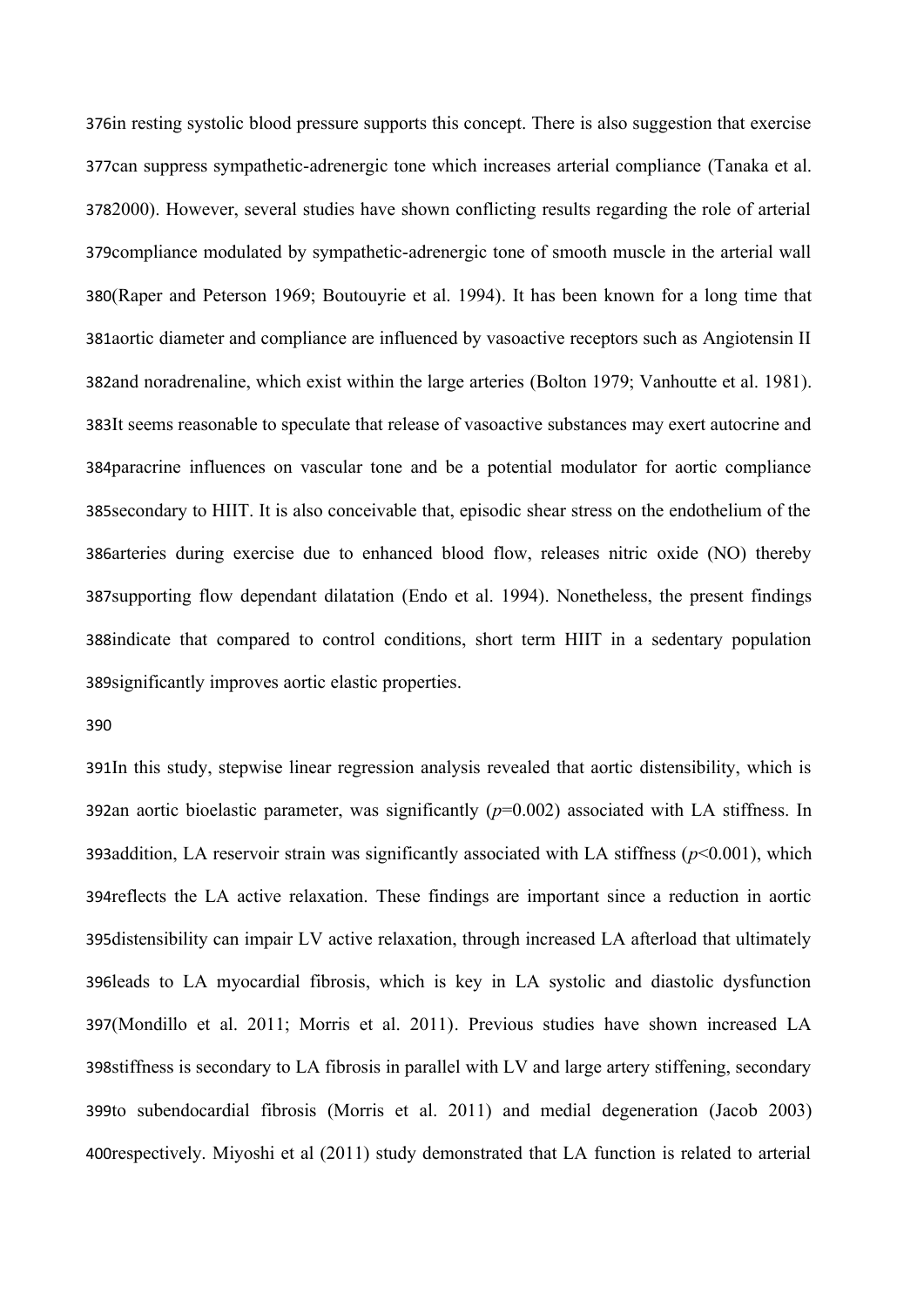in resting systolic blood pressure supports this concept. There is also suggestion that exercise can suppress sympathetic-adrenergic tone which increases arterial compliance (Tanaka et al. 2000). However, several studies have shown conflicting results regarding the role of arterial compliance modulated by sympathetic-adrenergic tone of smooth muscle in the arterial wall (Raper and Peterson 1969; Boutouyrie et al. 1994). It has been known for a long time that aortic diameter and compliance are influenced by vasoactive receptors such as Angiotensin II and noradrenaline, which exist within the large arteries (Bolton 1979; Vanhoutte et al. 1981). It seems reasonable to speculate that release of vasoactive substances may exert autocrine and paracrine influences on vascular tone and be a potential modulator for aortic compliance secondary to HIIT. It is also conceivable that, episodic shear stress on the endothelium of the arteries during exercise due to enhanced blood flow, releases nitric oxide (NO) thereby supporting flow dependant dilatation (Endo et al. 1994). Nonetheless, the present findings indicate that compared to control conditions, short term HIIT in a sedentary population significantly improves aortic elastic properties.

In this study, stepwise linear regression analysis revealed that aortic distensibility, which is an aortic bioelastic parameter, was significantly ($p$=0.002) associated with LA stiffness. In addition, LA reservoir strain was significantly associated with LA stiffness ($p$<0.001), which reflects the LA active relaxation. These findings are important since a reduction in aortic distensibility can impair LV active relaxation, through increased LA afterload that ultimately leads to LA myocardial fibrosis, which is key in LA systolic and diastolic dysfunction (Mondillo et al. 2011; Morris et al. 2011). Previous studies have shown increased LA stiffness is secondary to LA fibrosis in parallel with LV and large artery stiffening, secondary to subendocardial fibrosis (Morris et al. 2011) and medial degeneration (Jacob 2003) respectively. Miyoshi et al (2011) study demonstrated that LA function is related to arterial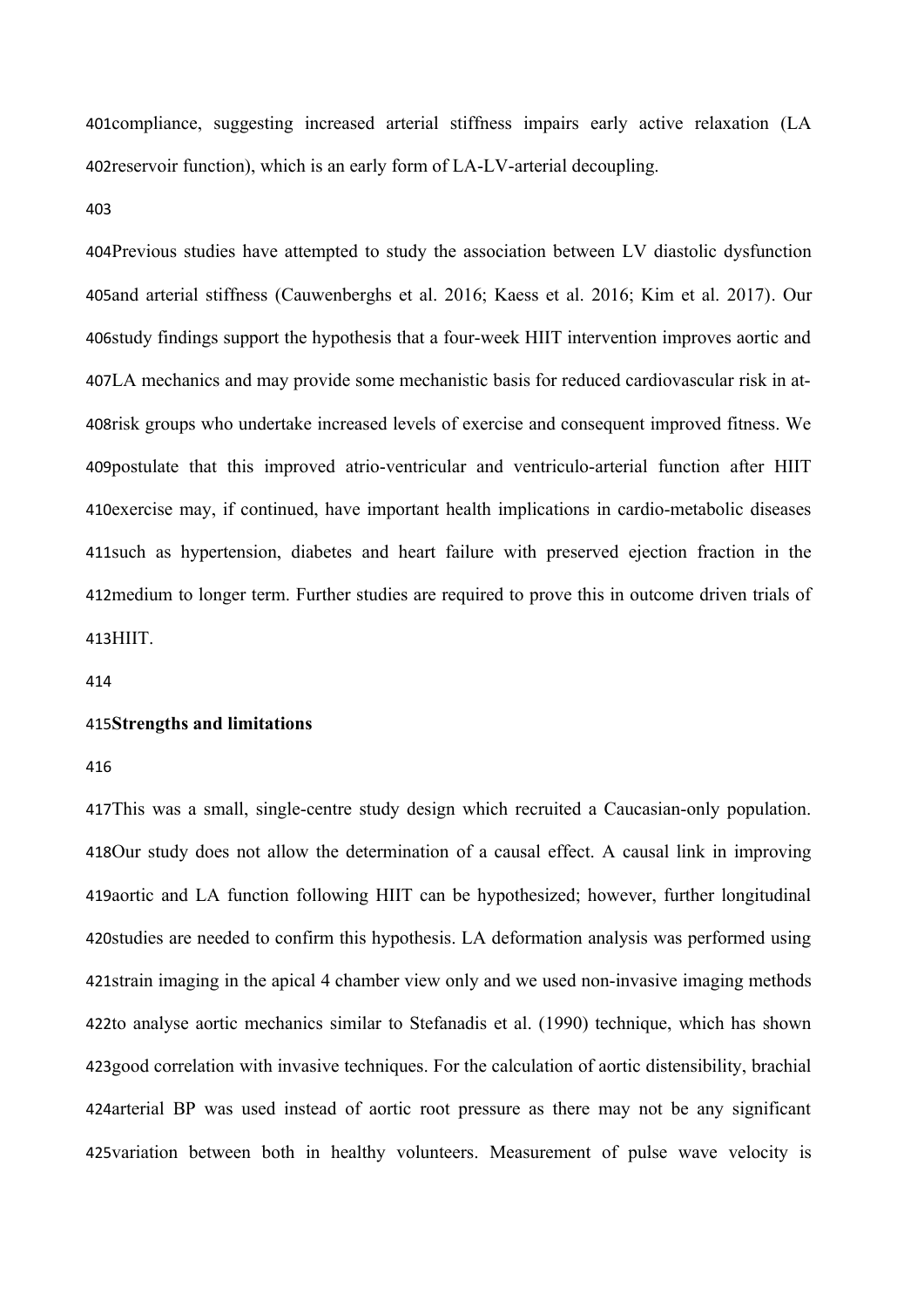compliance, suggesting increased arterial stiffness impairs early active relaxation (LA reservoir function), which is an early form of LA-LV-arterial decoupling.

Previous studies have attempted to study the association between LV diastolic dysfunction and arterial stiffness (Cauwenberghs et al. 2016; Kaess et al. 2016; Kim et al. 2017). Our study findings support the hypothesis that a four-week HIIT intervention improves aortic and LA mechanics and may provide some mechanistic basis for reduced cardiovascular risk in at-risk groups who undertake increased levels of exercise and consequent improved fitness. We postulate that this improved atrio-ventricular and ventriculo-arterial function after HIIT exercise may, if continued, have important health implications in cardio-metabolic diseases such as hypertension, diabetes and heart failure with preserved ejection fraction in the medium to longer term. Further studies are required to prove this in outcome driven trials of HIIT.

## Strengths and limitations

This was a small, single-centre study design which recruited a Caucasian-only population. Our study does not allow the determination of a causal effect. A causal link in improving aortic and LA function following HIIT can be hypothesized; however, further longitudinal studies are needed to confirm this hypothesis. LA deformation analysis was performed using strain imaging in the apical 4 chamber view only and we used non-invasive imaging methods to analyse aortic mechanics similar to Stefanadis et al. (1990) technique, which has shown good correlation with invasive techniques. For the calculation of aortic distensibility, brachial arterial BP was used instead of aortic root pressure as there may not be any significant variation between both in healthy volunteers. Measurement of pulse wave velocity is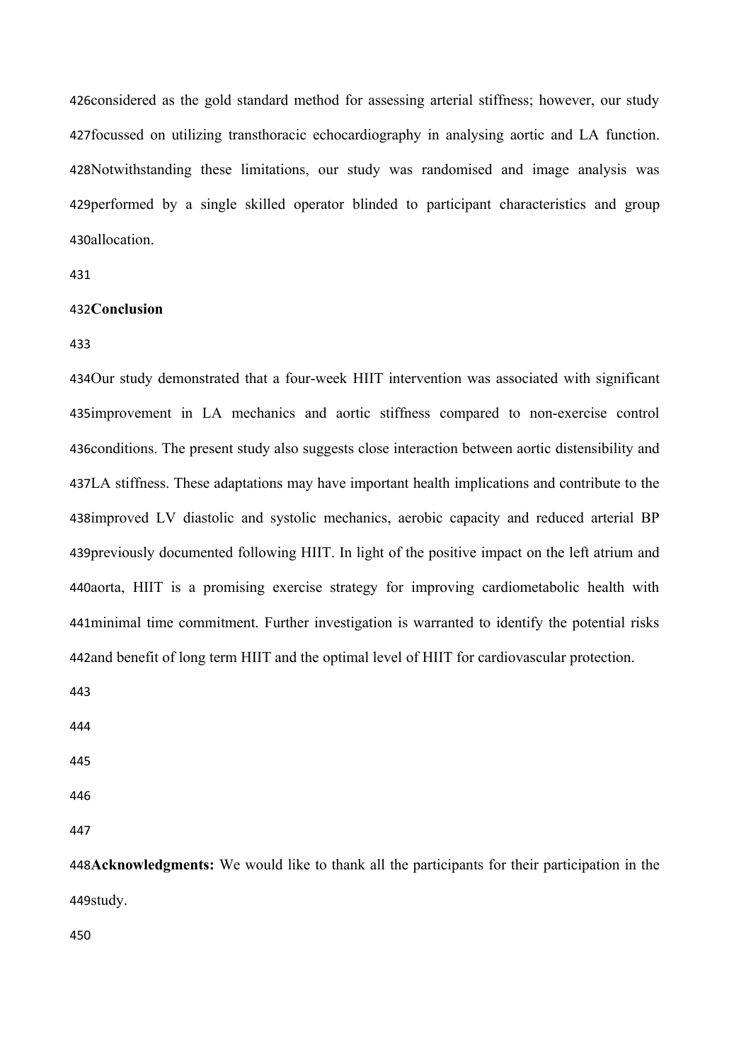considered as the gold standard method for assessing arterial stiffness; however, our study focussed on utilizing transthoracic echocardiography in analysing aortic and LA function. Notwithstanding these limitations, our study was randomised and image analysis was performed by a single skilled operator blinded to participant characteristics and group allocation.

## Conclusion

Our study demonstrated that a four-week HIIT intervention was associated with significant improvement in LA mechanics and aortic stiffness compared to non-exercise control conditions. The present study also suggests close interaction between aortic distensibility and LA stiffness. These adaptations may have important health implications and contribute to the improved LV diastolic and systolic mechanics, aerobic capacity and reduced arterial BP previously documented following HIIT. In light of the positive impact on the left atrium and aorta, HIIT is a promising exercise strategy for improving cardiometabolic health with minimal time commitment. Further investigation is warranted to identify the potential risks and benefit of long term HIIT and the optimal level of HIIT for cardiovascular protection.

**Acknowledgments:** We would like to thank all the participants for their participation in the study.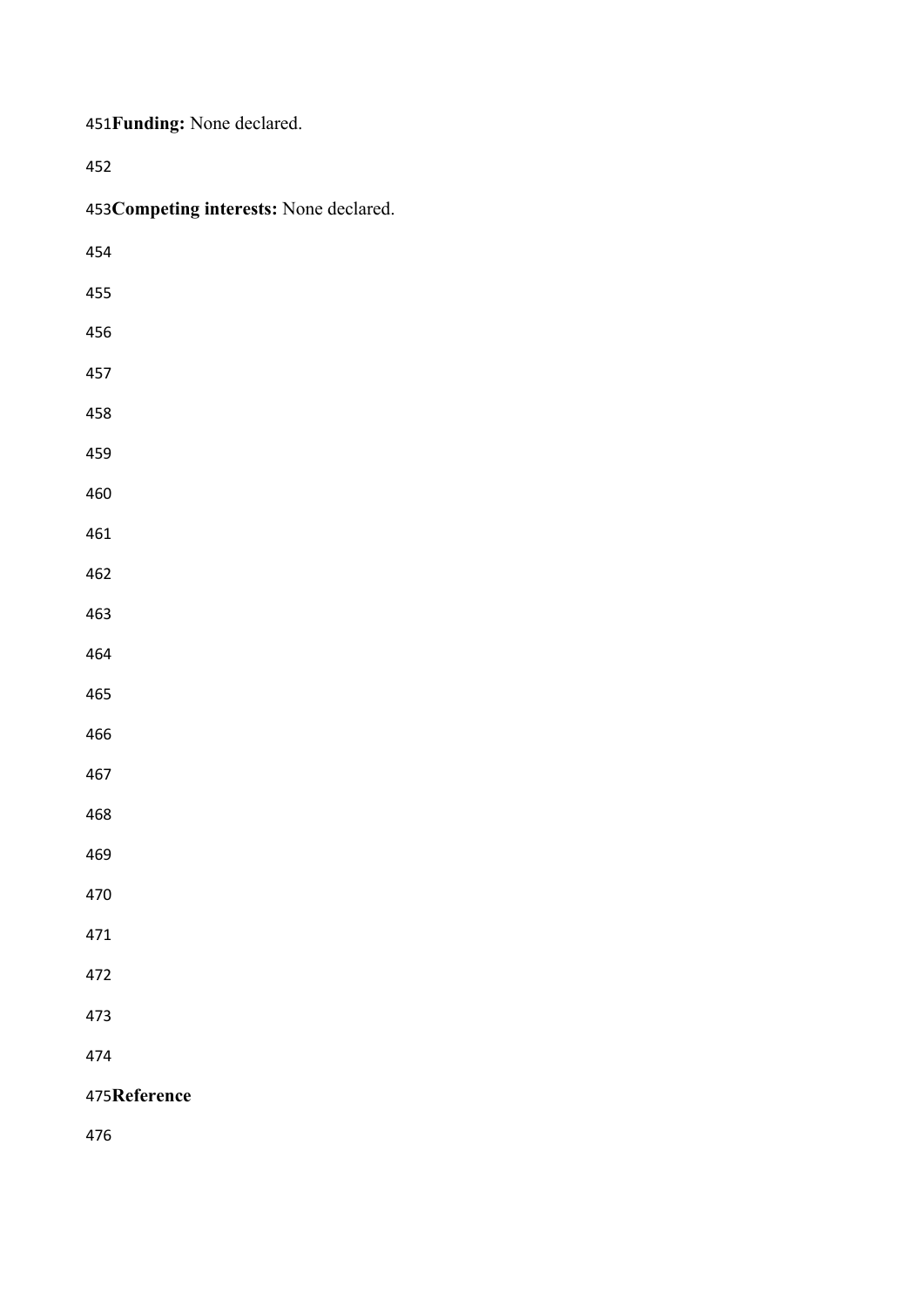**Funding:** None declared.

**Competing interests:** None declared.

## Reference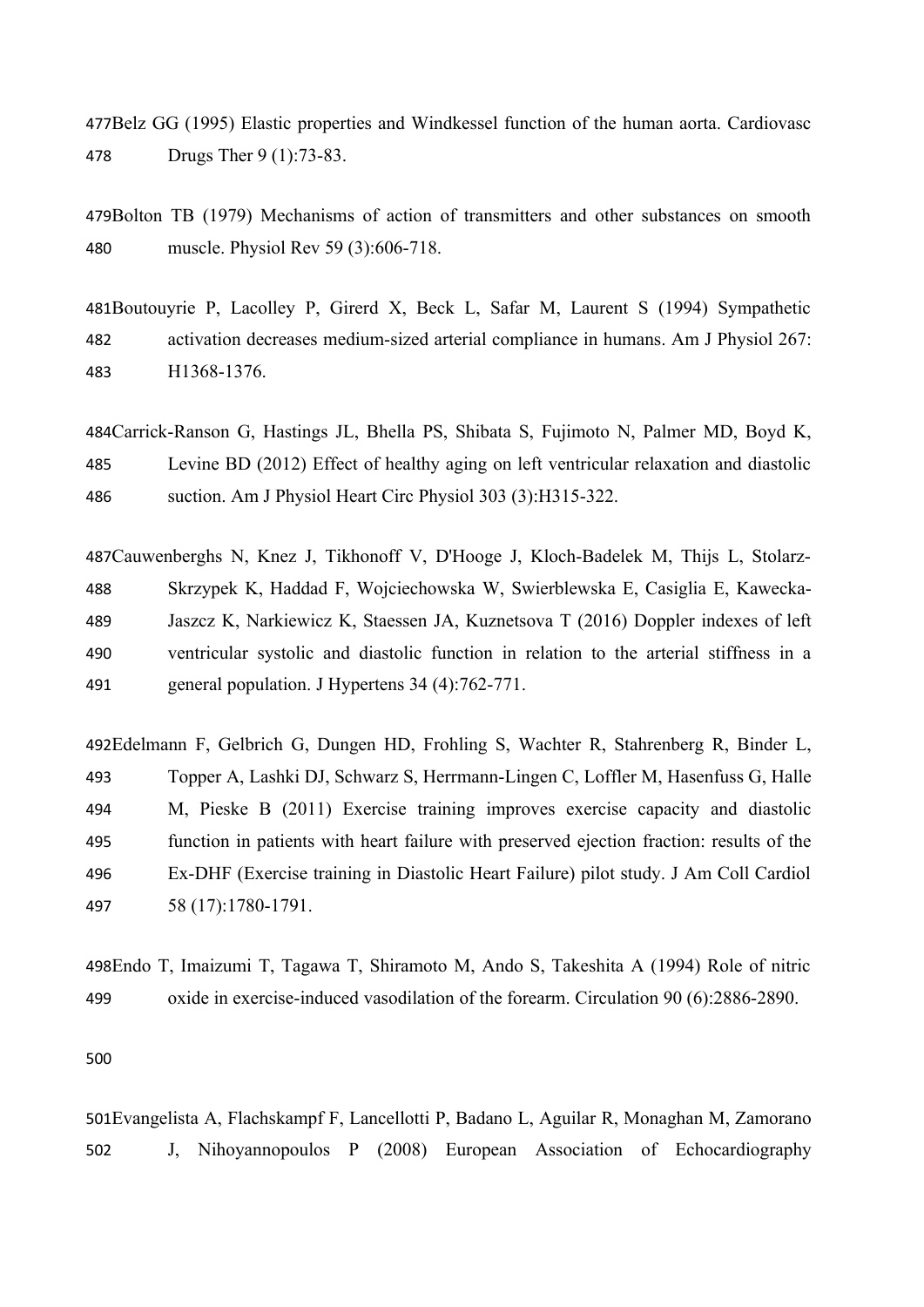Belz GG (1995) Elastic properties and Windkessel function of the human aorta. Cardiovasc Drugs Ther 9 (1):73-83.

Bolton TB (1979) Mechanisms of action of transmitters and other substances on smooth muscle. Physiol Rev 59 (3):606-718.

Boutouyrie P, Lacolley P, Girerd X, Beck L, Safar M, Laurent S (1994) Sympathetic activation decreases medium-sized arterial compliance in humans. Am J Physiol 267: H1368-1376.

Carrick-Ranson G, Hastings JL, Bhella PS, Shibata S, Fujimoto N, Palmer MD, Boyd K, Levine BD (2012) Effect of healthy aging on left ventricular relaxation and diastolic suction. Am J Physiol Heart Circ Physiol 303 (3):H315-322.

Cauwenberghs N, Knez J, Tikhonoff V, D'Hooge J, Kloch-Badelek M, Thijs L, Stolarz-Skrzypek K, Haddad F, Wojciechowska W, Swierblewska E, Casiglia E, Kawecka-Jaszcz K, Narkiewicz K, Staessen JA, Kuznetsova T (2016) Doppler indexes of left ventricular systolic and diastolic function in relation to the arterial stiffness in a general population. J Hypertens 34 (4):762-771.

Edelmann F, Gelbrich G, Dungen HD, Frohling S, Wachter R, Stahrenberg R, Binder L, Topper A, Lashki DJ, Schwarz S, Herrmann-Lingen C, Loffler M, Hasenfuss G, Halle M, Pieske B (2011) Exercise training improves exercise capacity and diastolic function in patients with heart failure with preserved ejection fraction: results of the Ex-DHF (Exercise training in Diastolic Heart Failure) pilot study. J Am Coll Cardiol 58 (17):1780-1791.

Endo T, Imaizumi T, Tagawa T, Shiramoto M, Ando S, Takeshita A (1994) Role of nitric oxide in exercise-induced vasodilation of the forearm. Circulation 90 (6):2886-2890.

Evangelista A, Flachskampf F, Lancellotti P, Badano L, Aguilar R, Monaghan M, Zamorano J, Nihoyannopoulos P (2008) European Association of Echocardiography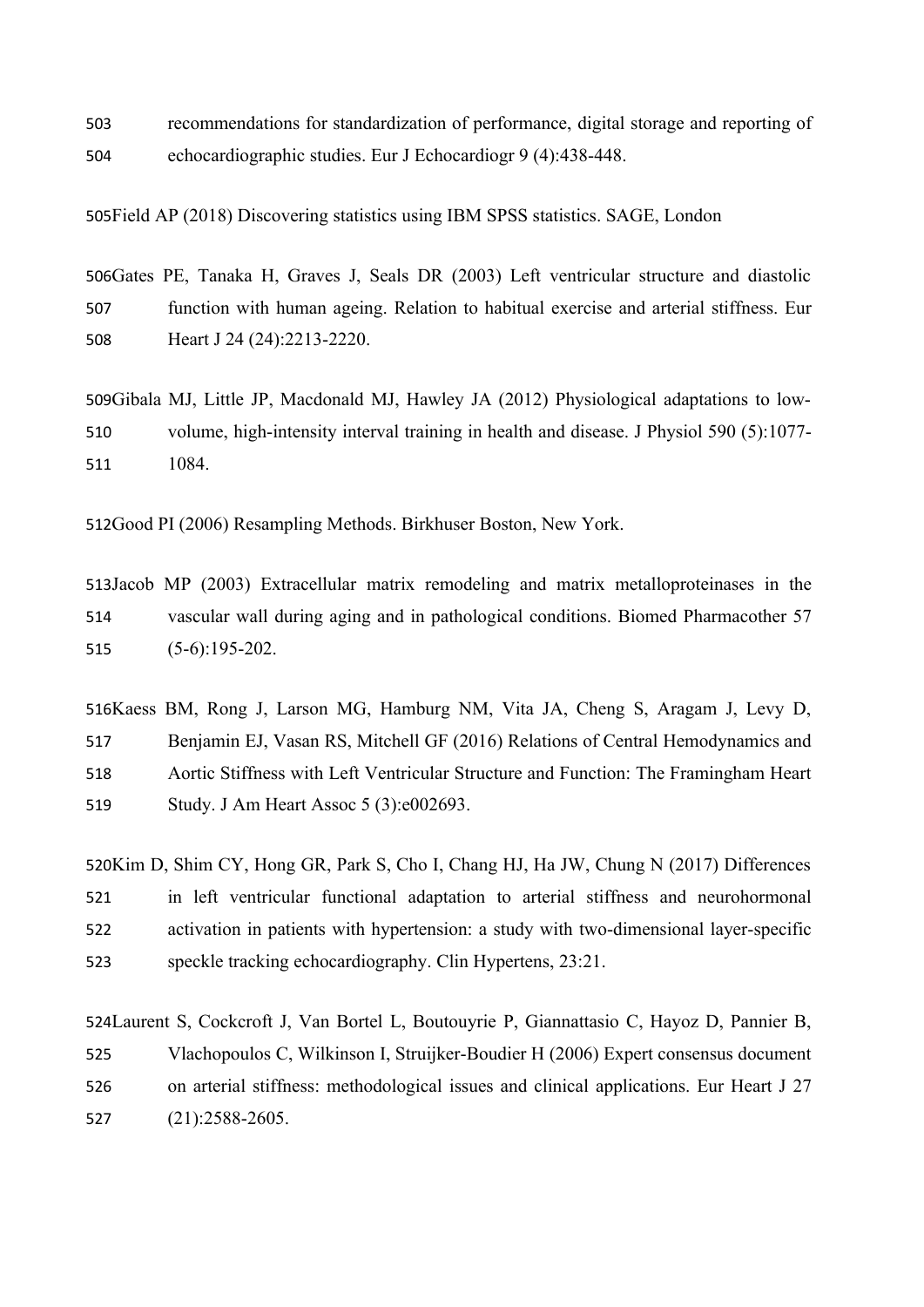recommendations for standardization of performance, digital storage and reporting of echocardiographic studies. Eur J Echocardiogr 9 (4):438-448.

Field AP (2018) Discovering statistics using IBM SPSS statistics. SAGE, London

Gates PE, Tanaka H, Graves J, Seals DR (2003) Left ventricular structure and diastolic function with human ageing. Relation to habitual exercise and arterial stiffness. Eur Heart J 24 (24):2213-2220.

Gibala MJ, Little JP, Macdonald MJ, Hawley JA (2012) Physiological adaptations to low-volume, high-intensity interval training in health and disease. J Physiol 590 (5):1077-1084.

Good PI (2006) Resampling Methods. Birkhuser Boston, New York.

Jacob MP (2003) Extracellular matrix remodeling and matrix metalloproteinases in the vascular wall during aging and in pathological conditions. Biomed Pharmacother 57 (5-6):195-202.

Kaess BM, Rong J, Larson MG, Hamburg NM, Vita JA, Cheng S, Aragam J, Levy D, Benjamin EJ, Vasan RS, Mitchell GF (2016) Relations of Central Hemodynamics and Aortic Stiffness with Left Ventricular Structure and Function: The Framingham Heart Study. J Am Heart Assoc 5 (3):e002693.

Kim D, Shim CY, Hong GR, Park S, Cho I, Chang HJ, Ha JW, Chung N (2017) Differences in left ventricular functional adaptation to arterial stiffness and neurohormonal activation in patients with hypertension: a study with two-dimensional layer-specific speckle tracking echocardiography. Clin Hypertens, 23:21.

Laurent S, Cockcroft J, Van Bortel L, Boutouyrie P, Giannattasio C, Hayoz D, Pannier B, Vlachopoulos C, Wilkinson I, Struijker-Boudier H (2006) Expert consensus document on arterial stiffness: methodological issues and clinical applications. Eur Heart J 27 (21):2588-2605.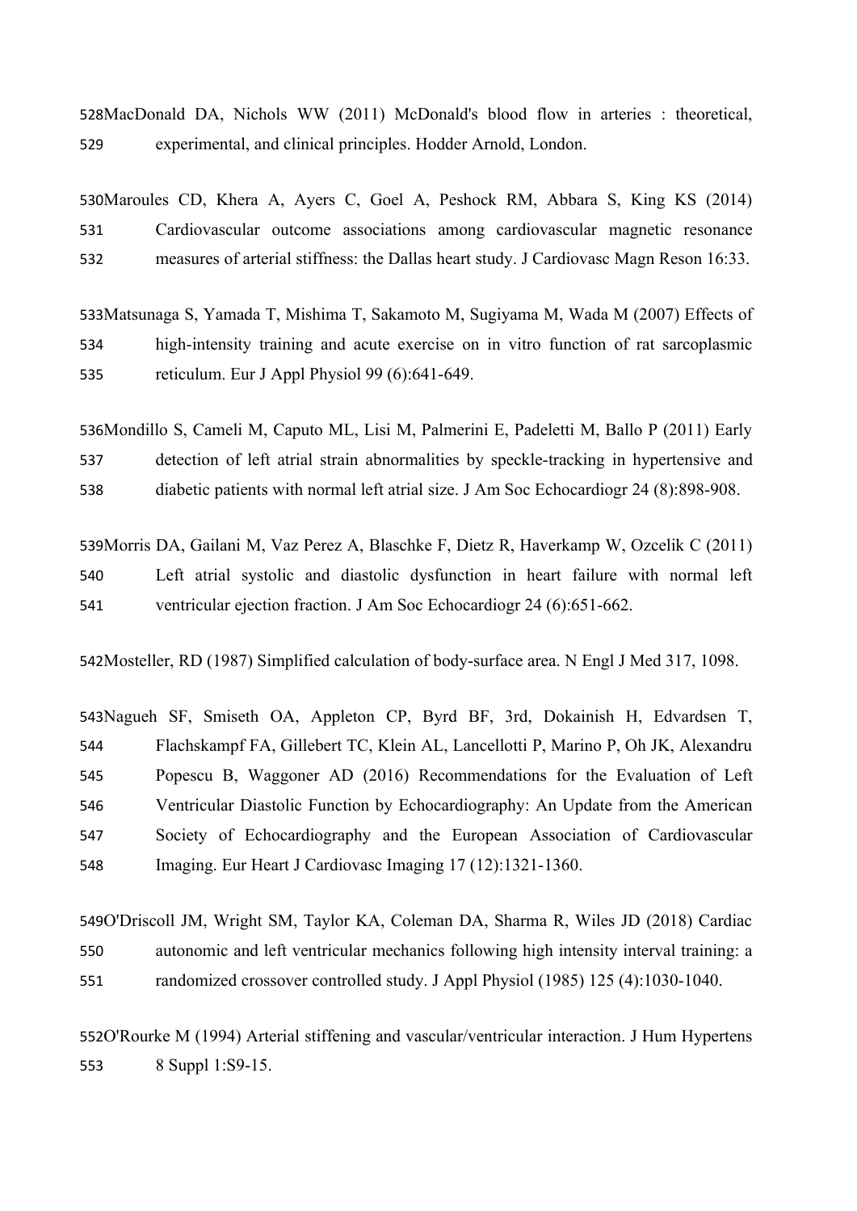MacDonald DA, Nichols WW (2011) McDonald's blood flow in arteries : theoretical, experimental, and clinical principles. Hodder Arnold, London.

Maroules CD, Khera A, Ayers C, Goel A, Peshock RM, Abbara S, King KS (2014) Cardiovascular outcome associations among cardiovascular magnetic resonance measures of arterial stiffness: the Dallas heart study. J Cardiovasc Magn Reson 16:33.

Matsunaga S, Yamada T, Mishima T, Sakamoto M, Sugiyama M, Wada M (2007) Effects of high-intensity training and acute exercise on in vitro function of rat sarcoplasmic reticulum. Eur J Appl Physiol 99 (6):641-649.

Mondillo S, Cameli M, Caputo ML, Lisi M, Palmerini E, Padeletti M, Ballo P (2011) Early detection of left atrial strain abnormalities by speckle-tracking in hypertensive and diabetic patients with normal left atrial size. J Am Soc Echocardiogr 24 (8):898-908.

Morris DA, Gailani M, Vaz Perez A, Blaschke F, Dietz R, Haverkamp W, Ozcelik C (2011) Left atrial systolic and diastolic dysfunction in heart failure with normal left ventricular ejection fraction. J Am Soc Echocardiogr 24 (6):651-662.

Mosteller, RD (1987) Simplified calculation of body-surface area. N Engl J Med 317, 1098.

Nagueh SF, Smiseth OA, Appleton CP, Byrd BF, 3rd, Dokainish H, Edvardsen T, Flachskampf FA, Gillebert TC, Klein AL, Lancellotti P, Marino P, Oh JK, Alexandru Popescu B, Waggoner AD (2016) Recommendations for the Evaluation of Left Ventricular Diastolic Function by Echocardiography: An Update from the American Society of Echocardiography and the European Association of Cardiovascular Imaging. Eur Heart J Cardiovasc Imaging 17 (12):1321-1360.

O'Driscoll JM, Wright SM, Taylor KA, Coleman DA, Sharma R, Wiles JD (2018) Cardiac autonomic and left ventricular mechanics following high intensity interval training: a randomized crossover controlled study. J Appl Physiol (1985) 125 (4):1030-1040.

O'Rourke M (1994) Arterial stiffening and vascular/ventricular interaction. J Hum Hypertens 8 Suppl 1:S9-15.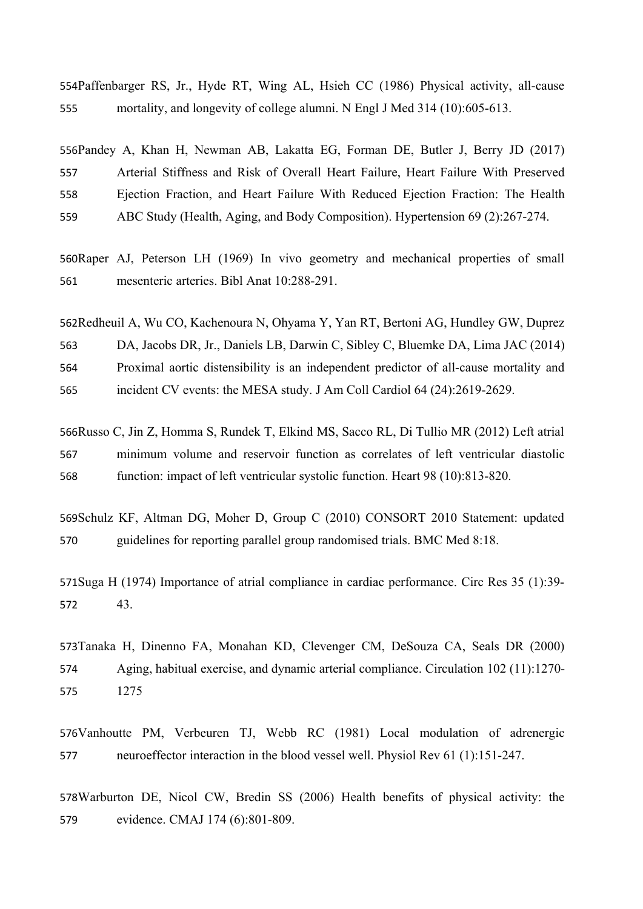Paffenbarger RS, Jr., Hyde RT, Wing AL, Hsieh CC (1986) Physical activity, all-cause mortality, and longevity of college alumni. N Engl J Med 314 (10):605-613.

Pandey A, Khan H, Newman AB, Lakatta EG, Forman DE, Butler J, Berry JD (2017) Arterial Stiffness and Risk of Overall Heart Failure, Heart Failure With Preserved Ejection Fraction, and Heart Failure With Reduced Ejection Fraction: The Health ABC Study (Health, Aging, and Body Composition). Hypertension 69 (2):267-274.

Raper AJ, Peterson LH (1969) In vivo geometry and mechanical properties of small mesenteric arteries. Bibl Anat 10:288-291.

Redheuil A, Wu CO, Kachenoura N, Ohyama Y, Yan RT, Bertoni AG, Hundley GW, Duprez DA, Jacobs DR, Jr., Daniels LB, Darwin C, Sibley C, Bluemke DA, Lima JAC (2014) Proximal aortic distensibility is an independent predictor of all-cause mortality and incident CV events: the MESA study. J Am Coll Cardiol 64 (24):2619-2629.

Russo C, Jin Z, Homma S, Rundek T, Elkind MS, Sacco RL, Di Tullio MR (2012) Left atrial minimum volume and reservoir function as correlates of left ventricular diastolic function: impact of left ventricular systolic function. Heart 98 (10):813-820.

Schulz KF, Altman DG, Moher D, Group C (2010) CONSORT 2010 Statement: updated guidelines for reporting parallel group randomised trials. BMC Med 8:18.

Suga H (1974) Importance of atrial compliance in cardiac performance. Circ Res 35 (1):39-43.

Tanaka H, Dinenno FA, Monahan KD, Clevenger CM, DeSouza CA, Seals DR (2000) Aging, habitual exercise, and dynamic arterial compliance. Circulation 102 (11):1270-1275

Vanhoutte PM, Verbeuren TJ, Webb RC (1981) Local modulation of adrenergic neuroeffector interaction in the blood vessel well. Physiol Rev 61 (1):151-247.

Warburton DE, Nicol CW, Bredin SS (2006) Health benefits of physical activity: the evidence. CMAJ 174 (6):801-809.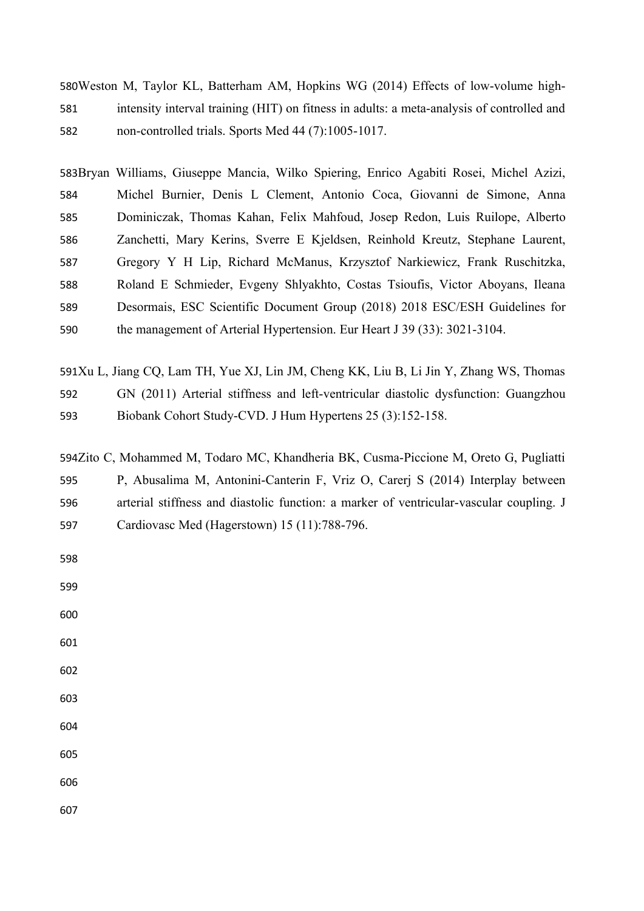Weston M, Taylor KL, Batterham AM, Hopkins WG (2014) Effects of low-volume high-intensity interval training (HIT) on fitness in adults: a meta-analysis of controlled and non-controlled trials. Sports Med 44 (7):1005-1017.

Bryan Williams, Giuseppe Mancia, Wilko Spiering, Enrico Agabiti Rosei, Michel Azizi, Michel Burnier, Denis L Clement, Antonio Coca, Giovanni de Simone, Anna Dominiczak, Thomas Kahan, Felix Mahfoud, Josep Redon, Luis Ruilope, Alberto Zanchetti, Mary Kerins, Sverre E Kjeldsen, Reinhold Kreutz, Stephane Laurent, Gregory Y H Lip, Richard McManus, Krzysztof Narkiewicz, Frank Ruschitzka, Roland E Schmieder, Evgeny Shlyakhto, Costas Tsioufis, Victor Aboyans, Ileana Desormais, ESC Scientific Document Group (2018) 2018 ESC/ESH Guidelines for the management of Arterial Hypertension. Eur Heart J 39 (33): 3021-3104.

Xu L, Jiang CQ, Lam TH, Yue XJ, Lin JM, Cheng KK, Liu B, Li Jin Y, Zhang WS, Thomas GN (2011) Arterial stiffness and left-ventricular diastolic dysfunction: Guangzhou Biobank Cohort Study-CVD. J Hum Hypertens 25 (3):152-158.

Zito C, Mohammed M, Todaro MC, Khandheria BK, Cusma-Piccione M, Oreto G, Pugliatti P, Abusalima M, Antonini-Canterin F, Vriz O, Carerj S (2014) Interplay between arterial stiffness and diastolic function: a marker of ventricular-vascular coupling. J Cardiovasc Med (Hagerstown) 15 (11):788-796.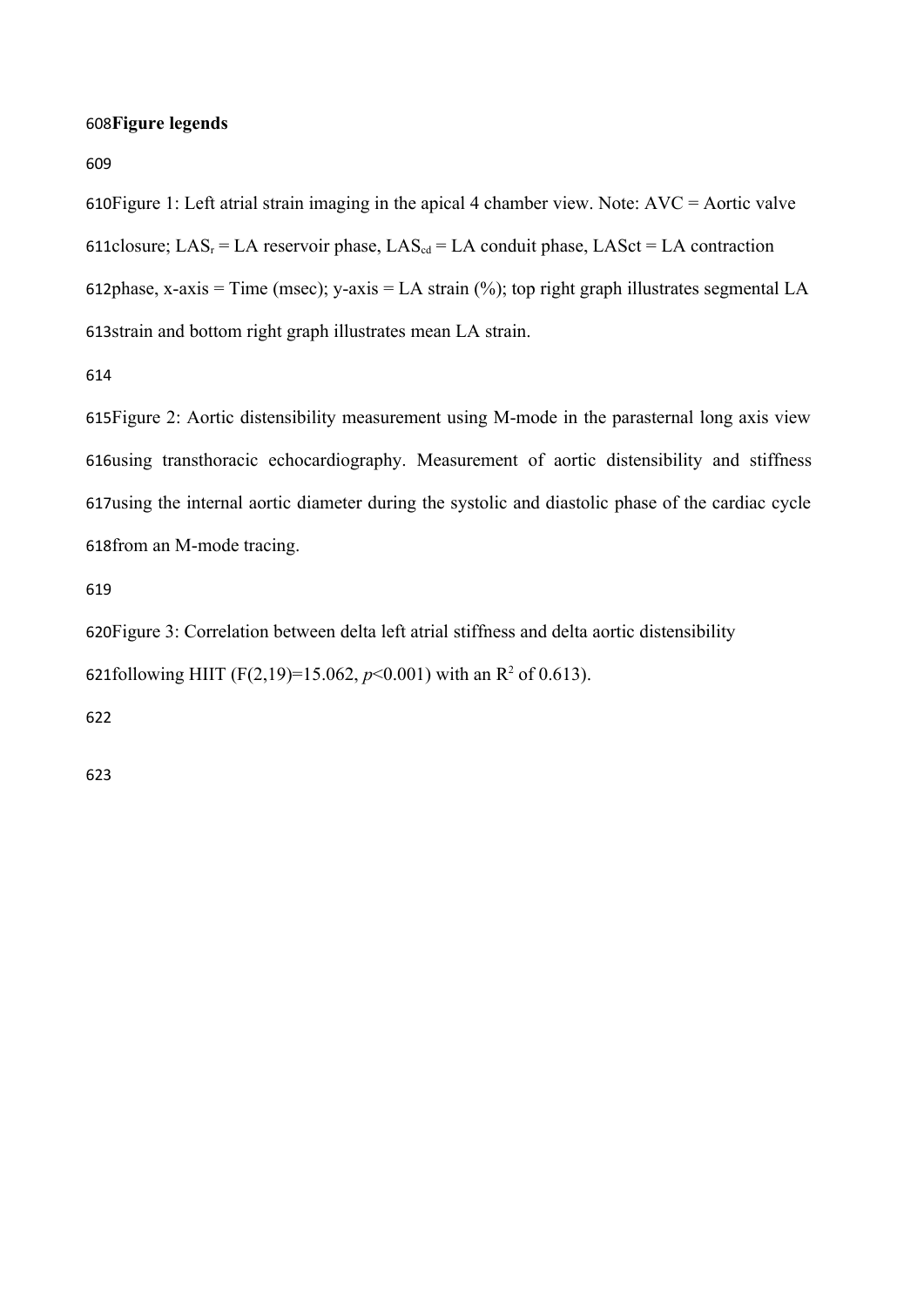**Figure legends**

Figure 1: Left atrial strain imaging in the apical 4 chamber view. Note: AVC = Aortic valve closure; $LAS_r$ = LA reservoir phase, $LAS_{cd}$ = LA conduit phase, LASct = LA contraction phase, x-axis = Time (msec); y-axis = LA strain (%); top right graph illustrates segmental LA strain and bottom right graph illustrates mean LA strain.

Figure 2: Aortic distensibility measurement using M-mode in the parasternal long axis view using transthoracic echocardiography. Measurement of aortic distensibility and stiffness using the internal aortic diameter during the systolic and diastolic phase of the cardiac cycle from an M-mode tracing.

Figure 3: Correlation between delta left atrial stiffness and delta aortic distensibility following HIIT ($F(2,19)=15.062$, $p<0.001$) with an $R^2$ of 0.613).